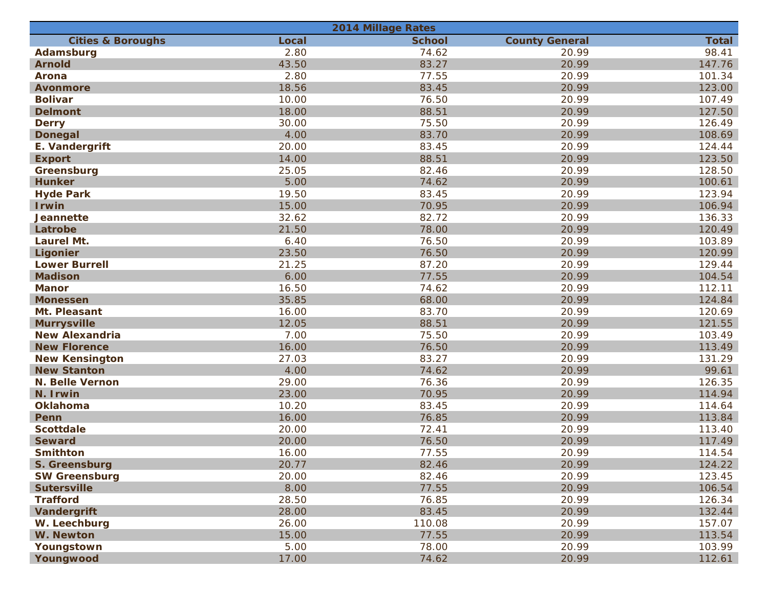| 2014 Millage Rates | | | | |
|---|---|---|---|---|
| **Cities & Boroughs** | **Local** | **School** | **County General** | **Total** |
| **Adamsburg** | 2.80 | 74.62 | 20.99 | 98.41 |
| **Arnold** | 43.50 | 83.27 | 20.99 | 147.76 |
| **Arona** | 2.80 | 77.55 | 20.99 | 101.34 |
| **Avonmore** | 18.56 | 83.45 | 20.99 | 123.00 |
| **Bolivar** | 10.00 | 76.50 | 20.99 | 107.49 |
| **Delmont** | 18.00 | 88.51 | 20.99 | 127.50 |
| **Derry** | 30.00 | 75.50 | 20.99 | 126.49 |
| **Donegal** | 4.00 | 83.70 | 20.99 | 108.69 |
| **E. Vandergrift** | 20.00 | 83.45 | 20.99 | 124.44 |
| **Export** | 14.00 | 88.51 | 20.99 | 123.50 |
| **Greensburg** | 25.05 | 82.46 | 20.99 | 128.50 |
| **Hunker** | 5.00 | 74.62 | 20.99 | 100.61 |
| **Hyde Park** | 19.50 | 83.45 | 20.99 | 123.94 |
| **Irwin** | 15.00 | 70.95 | 20.99 | 106.94 |
| **Jeannette** | 32.62 | 82.72 | 20.99 | 136.33 |
| **Latrobe** | 21.50 | 78.00 | 20.99 | 120.49 |
| **Laurel Mt.** | 6.40 | 76.50 | 20.99 | 103.89 |
| **Ligonier** | 23.50 | 76.50 | 20.99 | 120.99 |
| **Lower Burrell** | 21.25 | 87.20 | 20.99 | 129.44 |
| **Madison** | 6.00 | 77.55 | 20.99 | 104.54 |
| **Manor** | 16.50 | 74.62 | 20.99 | 112.11 |
| **Monessen** | 35.85 | 68.00 | 20.99 | 124.84 |
| **Mt. Pleasant** | 16.00 | 83.70 | 20.99 | 120.69 |
| **Murrysville** | 12.05 | 88.51 | 20.99 | 121.55 |
| **New Alexandria** | 7.00 | 75.50 | 20.99 | 103.49 |
| **New Florence** | 16.00 | 76.50 | 20.99 | 113.49 |
| **New Kensington** | 27.03 | 83.27 | 20.99 | 131.29 |
| **New Stanton** | 4.00 | 74.62 | 20.99 | 99.61 |
| **N. Belle Vernon** | 29.00 | 76.36 | 20.99 | 126.35 |
| **N. Irwin** | 23.00 | 70.95 | 20.99 | 114.94 |
| **Oklahoma** | 10.20 | 83.45 | 20.99 | 114.64 |
| **Penn** | 16.00 | 76.85 | 20.99 | 113.84 |
| **Scottdale** | 20.00 | 72.41 | 20.99 | 113.40 |
| **Seward** | 20.00 | 76.50 | 20.99 | 117.49 |
| **Smithton** | 16.00 | 77.55 | 20.99 | 114.54 |
| **S. Greensburg** | 20.77 | 82.46 | 20.99 | 124.22 |
| **SW Greensburg** | 20.00 | 82.46 | 20.99 | 123.45 |
| **Sutersville** | 8.00 | 77.55 | 20.99 | 106.54 |
| **Trafford** | 28.50 | 76.85 | 20.99 | 126.34 |
| **Vandergrift** | 28.00 | 83.45 | 20.99 | 132.44 |
| **W. Leechburg** | 26.00 | 110.08 | 20.99 | 157.07 |
| **W. Newton** | 15.00 | 77.55 | 20.99 | 113.54 |
| **Youngstown** | 5.00 | 78.00 | 20.99 | 103.99 |
| **Youngwood** | 17.00 | 74.62 | 20.99 | 112.61 |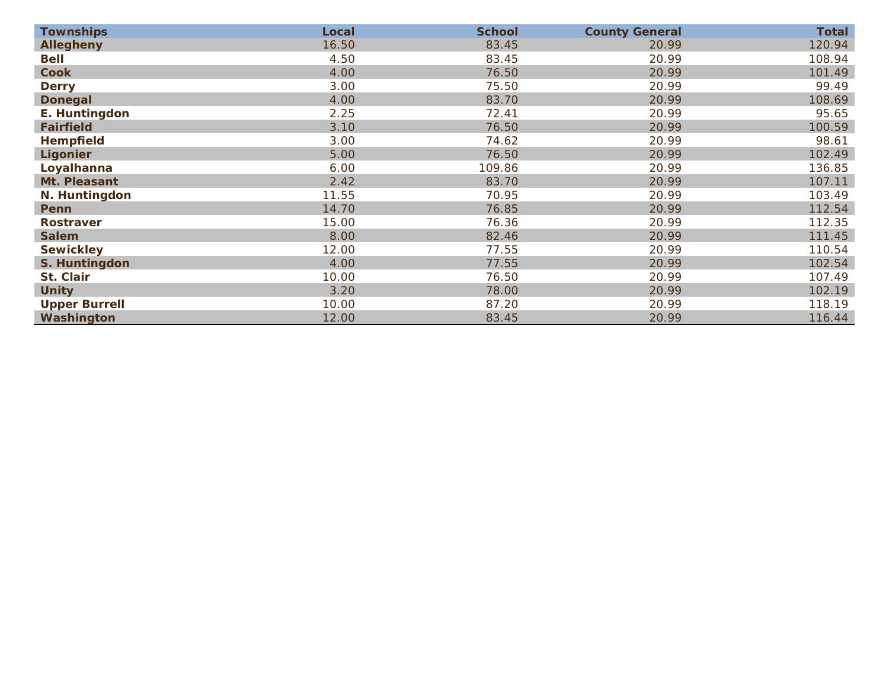| Townships | Local | School | County General | Total |
|---|---|---|---|---|
| **Allegheny** | 16.50 | 83.45 | 20.99 | 120.94 |
| **Bell** | 4.50 | 83.45 | 20.99 | 108.94 |
| **Cook** | 4.00 | 76.50 | 20.99 | 101.49 |
| **Derry** | 3.00 | 75.50 | 20.99 | 99.49 |
| **Donegal** | 4.00 | 83.70 | 20.99 | 108.69 |
| **E. Huntingdon** | 2.25 | 72.41 | 20.99 | 95.65 |
| **Fairfield** | 3.10 | 76.50 | 20.99 | 100.59 |
| **Hempfield** | 3.00 | 74.62 | 20.99 | 98.61 |
| **Ligonier** | 5.00 | 76.50 | 20.99 | 102.49 |
| **Loyalhanna** | 6.00 | 109.86 | 20.99 | 136.85 |
| **Mt. Pleasant** | 2.42 | 83.70 | 20.99 | 107.11 |
| **N. Huntingdon** | 11.55 | 70.95 | 20.99 | 103.49 |
| **Penn** | 14.70 | 76.85 | 20.99 | 112.54 |
| **Rostraver** | 15.00 | 76.36 | 20.99 | 112.35 |
| **Salem** | 8.00 | 82.46 | 20.99 | 111.45 |
| **Sewickley** | 12.00 | 77.55 | 20.99 | 110.54 |
| **S. Huntingdon** | 4.00 | 77.55 | 20.99 | 102.54 |
| **St. Clair** | 10.00 | 76.50 | 20.99 | 107.49 |
| **Unity** | 3.20 | 78.00 | 20.99 | 102.19 |
| **Upper Burrell** | 10.00 | 87.20 | 20.99 | 118.19 |
| **Washington** | 12.00 | 83.45 | 20.99 | 116.44 |